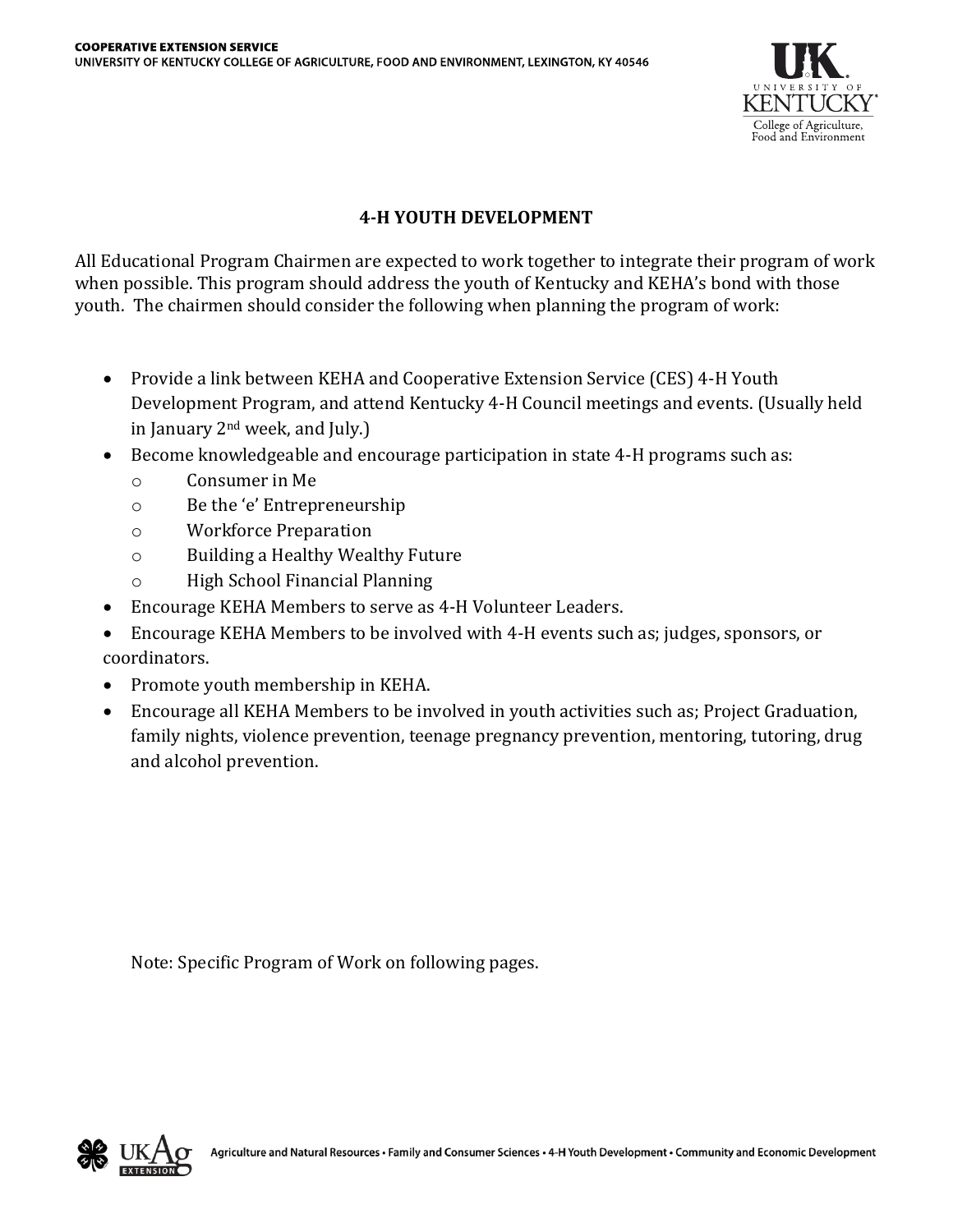COOPERATIVE EXTENSION SERVICE
UNIVERSITY OF KENTUCKY COLLEGE OF AGRICULTURE, FOOD AND ENVIRONMENT, LEXINGTON, KY 40546

# 4-H YOUTH DEVELOPMENT

All Educational Program Chairmen are expected to work together to integrate their program of work when possible. This program should address the youth of Kentucky and KEHA's bond with those youth. The chairmen should consider the following when planning the program of work:

- Provide a link between KEHA and Cooperative Extension Service (CES) 4-H Youth Development Program, and attend Kentucky 4-H Council meetings and events. (Usually held in January 2nd week, and July.)
- Become knowledgeable and encourage participation in state 4-H programs such as:
  - Consumer in Me
  - Be the 'e' Entrepreneurship
  - Workforce Preparation
  - Building a Healthy Wealthy Future
  - High School Financial Planning
- Encourage KEHA Members to serve as 4-H Volunteer Leaders.
- Encourage KEHA Members to be involved with 4-H events such as; judges, sponsors, or coordinators.
- Promote youth membership in KEHA.
- Encourage all KEHA Members to be involved in youth activities such as; Project Graduation, family nights, violence prevention, teenage pregnancy prevention, mentoring, tutoring, drug and alcohol prevention.

Note: Specific Program of Work on following pages.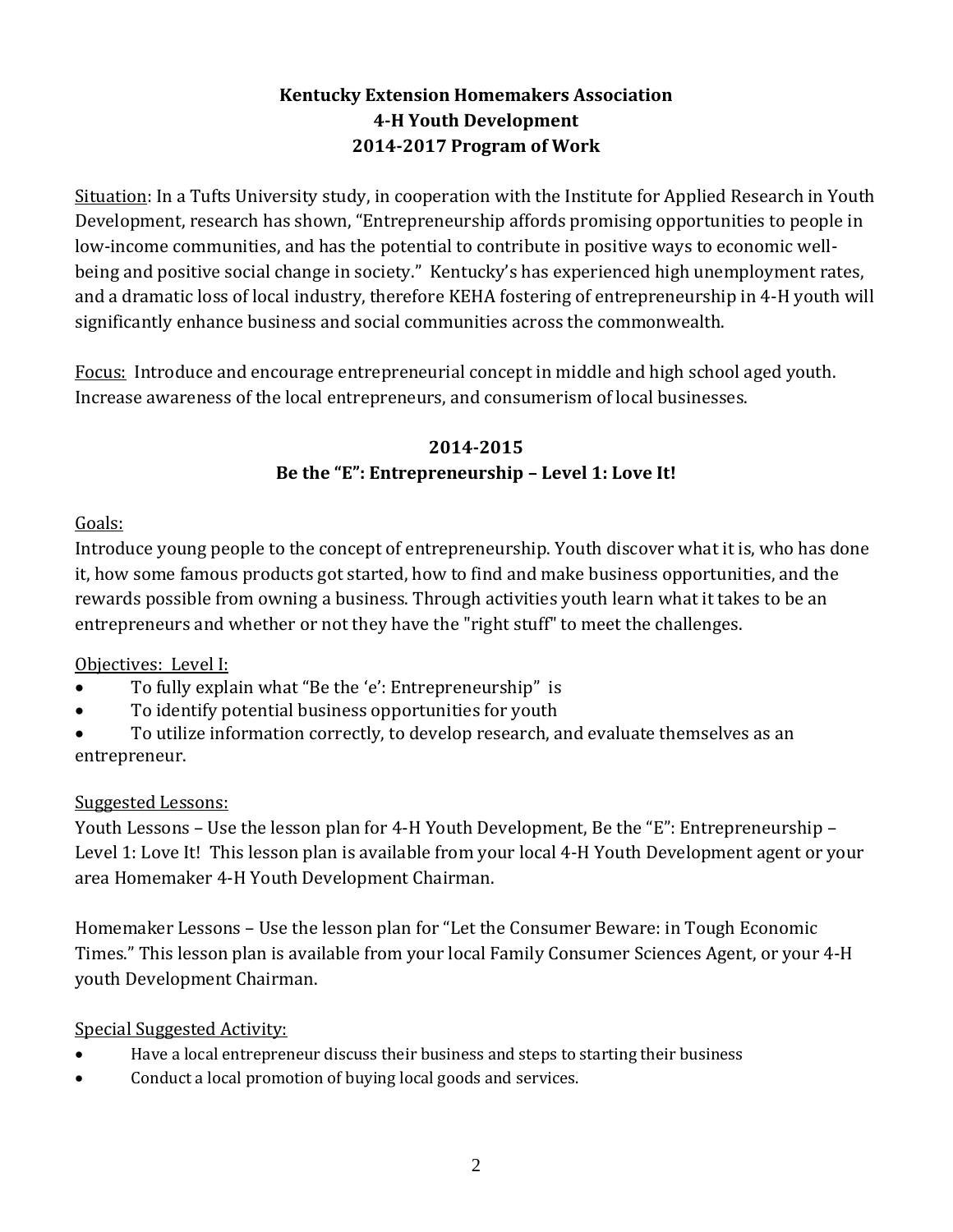**Kentucky Extension Homemakers Association**
**4-H Youth Development**
**2014-2017 Program of Work**

Situation: In a Tufts University study, in cooperation with the Institute for Applied Research in Youth Development, research has shown, "Entrepreneurship affords promising opportunities to people in low-income communities, and has the potential to contribute in positive ways to economic well-being and positive social change in society." Kentucky's has experienced high unemployment rates, and a dramatic loss of local industry, therefore KEHA fostering of entrepreneurship in 4-H youth will significantly enhance business and social communities across the commonwealth.

Focus: Introduce and encourage entrepreneurial concept in middle and high school aged youth. Increase awareness of the local entrepreneurs, and consumerism of local businesses.

## 2014-2015
## Be the "E": Entrepreneurship – Level 1: Love It!

Goals:
Introduce young people to the concept of entrepreneurship. Youth discover what it is, who has done it, how some famous products got started, how to find and make business opportunities, and the rewards possible from owning a business. Through activities youth learn what it takes to be an entrepreneurs and whether or not they have the "right stuff" to meet the challenges.

Objectives: Level I:
- To fully explain what "Be the 'e': Entrepreneurship" is
- To identify potential business opportunities for youth
- To utilize information correctly, to develop research, and evaluate themselves as an entrepreneur.

Suggested Lessons:
Youth Lessons – Use the lesson plan for 4-H Youth Development, Be the "E": Entrepreneurship – Level 1: Love It! This lesson plan is available from your local 4-H Youth Development agent or your area Homemaker 4-H Youth Development Chairman.

Homemaker Lessons – Use the lesson plan for "Let the Consumer Beware: in Tough Economic Times." This lesson plan is available from your local Family Consumer Sciences Agent, or your 4-H youth Development Chairman.

Special Suggested Activity:
- Have a local entrepreneur discuss their business and steps to starting their business
- Conduct a local promotion of buying local goods and services.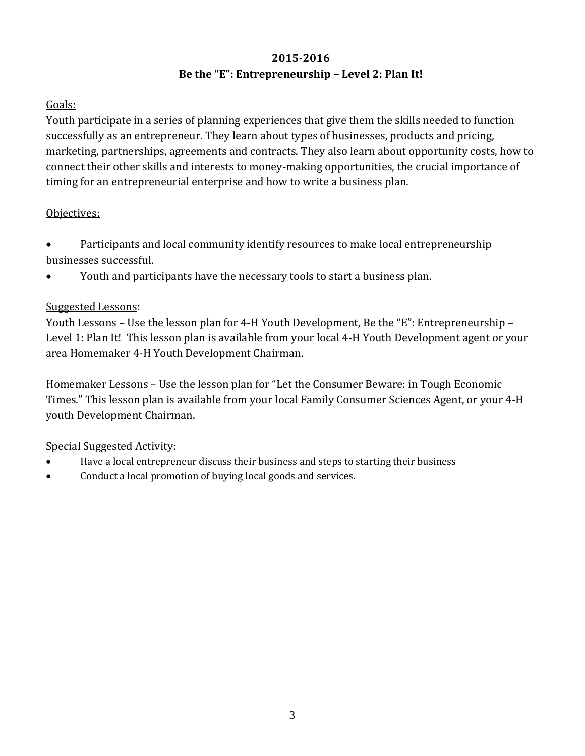# 2015-2016
## Be the "E": Entrepreneurship – Level 2: Plan It!

Goals:
Youth participate in a series of planning experiences that give them the skills needed to function successfully as an entrepreneur. They learn about types of businesses, products and pricing, marketing, partnerships, agreements and contracts. They also learn about opportunity costs, how to connect their other skills and interests to money-making opportunities, the crucial importance of timing for an entrepreneurial enterprise and how to write a business plan.

Objectives:

- Participants and local community identify resources to make local entrepreneurship businesses successful.
- Youth and participants have the necessary tools to start a business plan.

Suggested Lessons:
Youth Lessons – Use the lesson plan for 4-H Youth Development, Be the "E": Entrepreneurship – Level 1: Plan It! This lesson plan is available from your local 4-H Youth Development agent or your area Homemaker 4-H Youth Development Chairman.

Homemaker Lessons – Use the lesson plan for "Let the Consumer Beware: in Tough Economic Times." This lesson plan is available from your local Family Consumer Sciences Agent, or your 4-H youth Development Chairman.

Special Suggested Activity:
- Have a local entrepreneur discuss their business and steps to starting their business
- Conduct a local promotion of buying local goods and services.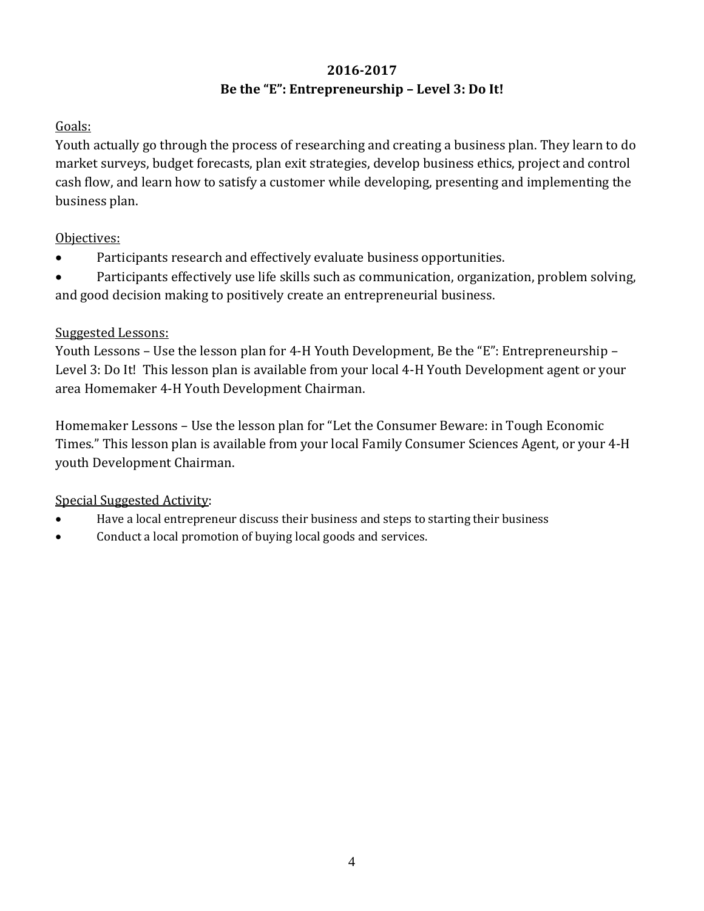## 2016-2017
## Be the "E": Entrepreneurship – Level 3: Do It!

Goals:

Youth actually go through the process of researching and creating a business plan. They learn to do market surveys, budget forecasts, plan exit strategies, develop business ethics, project and control cash flow, and learn how to satisfy a customer while developing, presenting and implementing the business plan.

Objectives:

- Participants research and effectively evaluate business opportunities.
- Participants effectively use life skills such as communication, organization, problem solving, and good decision making to positively create an entrepreneurial business.

Suggested Lessons:

Youth Lessons – Use the lesson plan for 4-H Youth Development, Be the "E": Entrepreneurship – Level 3: Do It! This lesson plan is available from your local 4-H Youth Development agent or your area Homemaker 4-H Youth Development Chairman.

Homemaker Lessons – Use the lesson plan for "Let the Consumer Beware: in Tough Economic Times." This lesson plan is available from your local Family Consumer Sciences Agent, or your 4-H youth Development Chairman.

Special Suggested Activity:

- Have a local entrepreneur discuss their business and steps to starting their business
- Conduct a local promotion of buying local goods and services.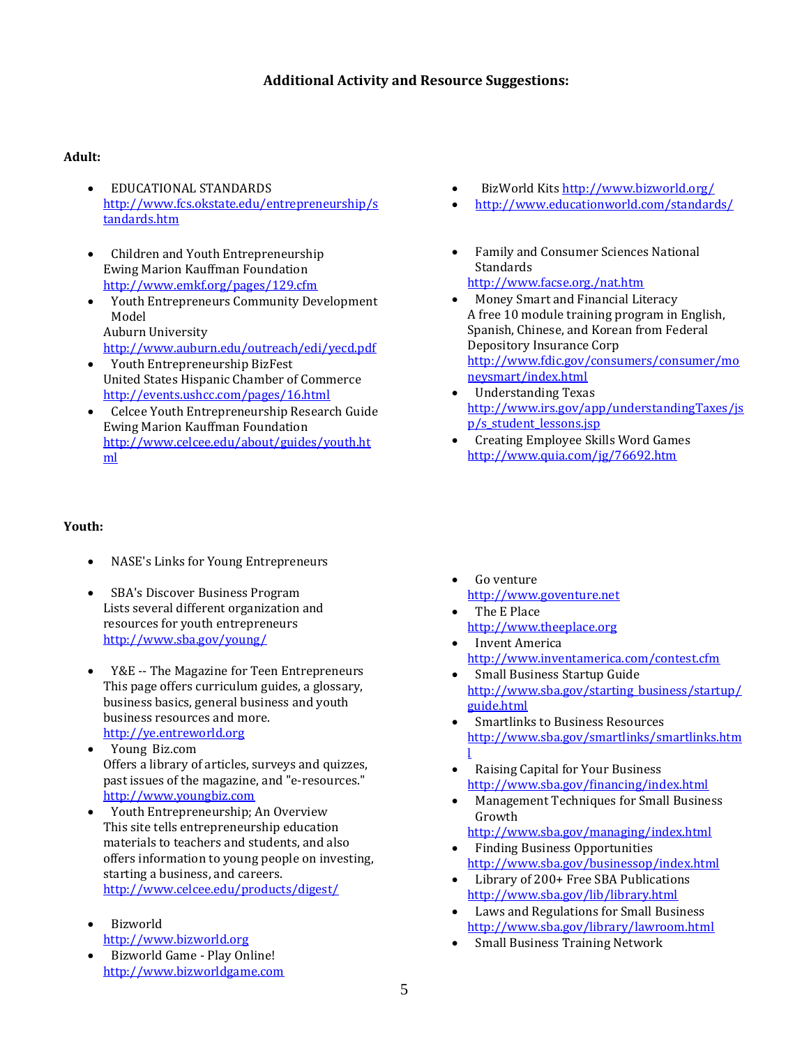## Additional Activity and Resource Suggestions:

**Adult:**

- EDUCATIONAL STANDARDS
  http://www.fcs.okstate.edu/entrepreneurship/standards.htm
- Children and Youth Entrepreneurship
  Ewing Marion Kauffman Foundation
  http://www.emkf.org/pages/129.cfm
- Youth Entrepreneurs Community Development Model
  Auburn University
  http://www.auburn.edu/outreach/edi/yecd.pdf
- Youth Entrepreneurship BizFest
  United States Hispanic Chamber of Commerce
  http://events.ushcc.com/pages/16.html
- Celcee Youth Entrepreneurship Research Guide
  Ewing Marion Kauffman Foundation
  http://www.celcee.edu/about/guides/youth.html
- BizWorld Kits http://www.bizworld.org/
- http://www.educationworld.com/standards/
- Family and Consumer Sciences National Standards
  http://www.facse.org./nat.htm
- Money Smart and Financial Literacy
  A free 10 module training program in English, Spanish, Chinese, and Korean from Federal Depository Insurance Corp
  http://www.fdic.gov/consumers/consumer/moneysmart/index.html
- Understanding Texas
  http://www.irs.gov/app/understandingTaxes/jsp/s_student_lessons.jsp
- Creating Employee Skills Word Games
  http://www.quia.com/jg/76692.htm

**Youth:**

- NASE's Links for Young Entrepreneurs
- SBA's Discover Business Program
  Lists several different organization and resources for youth entrepreneurs
  http://www.sba.gov/young/
- Y&E -- The Magazine for Teen Entrepreneurs
  This page offers curriculum guides, a glossary, business basics, general business and youth business resources and more.
  http://ye.entreworld.org
- Young Biz.com
  Offers a library of articles, surveys and quizzes, past issues of the magazine, and "e-resources."
  http://www.youngbiz.com
- Youth Entrepreneurship; An Overview
  This site tells entrepreneurship education materials to teachers and students, and also offers information to young people on investing, starting a business, and careers.
  http://www.celcee.edu/products/digest/
- Bizworld
  http://www.bizworld.org
- Bizworld Game - Play Online!
  http://www.bizworldgame.com
- Go venture
  http://www.goventure.net
- The E Place
  http://www.theeplace.org
- Invent America
  http://www.inventamerica.com/contest.cfm
- Small Business Startup Guide
  http://www.sba.gov/starting_business/startup/guide.html
- Smartlinks to Business Resources
  http://www.sba.gov/smartlinks/smartlinks.html
- Raising Capital for Your Business
  http://www.sba.gov/financing/index.html
- Management Techniques for Small Business Growth
  http://www.sba.gov/managing/index.html
- Finding Business Opportunities
  http://www.sba.gov/businessop/index.html
- Library of 200+ Free SBA Publications
  http://www.sba.gov/lib/library.html
- Laws and Regulations for Small Business
  http://www.sba.gov/library/lawroom.html
- Small Business Training Network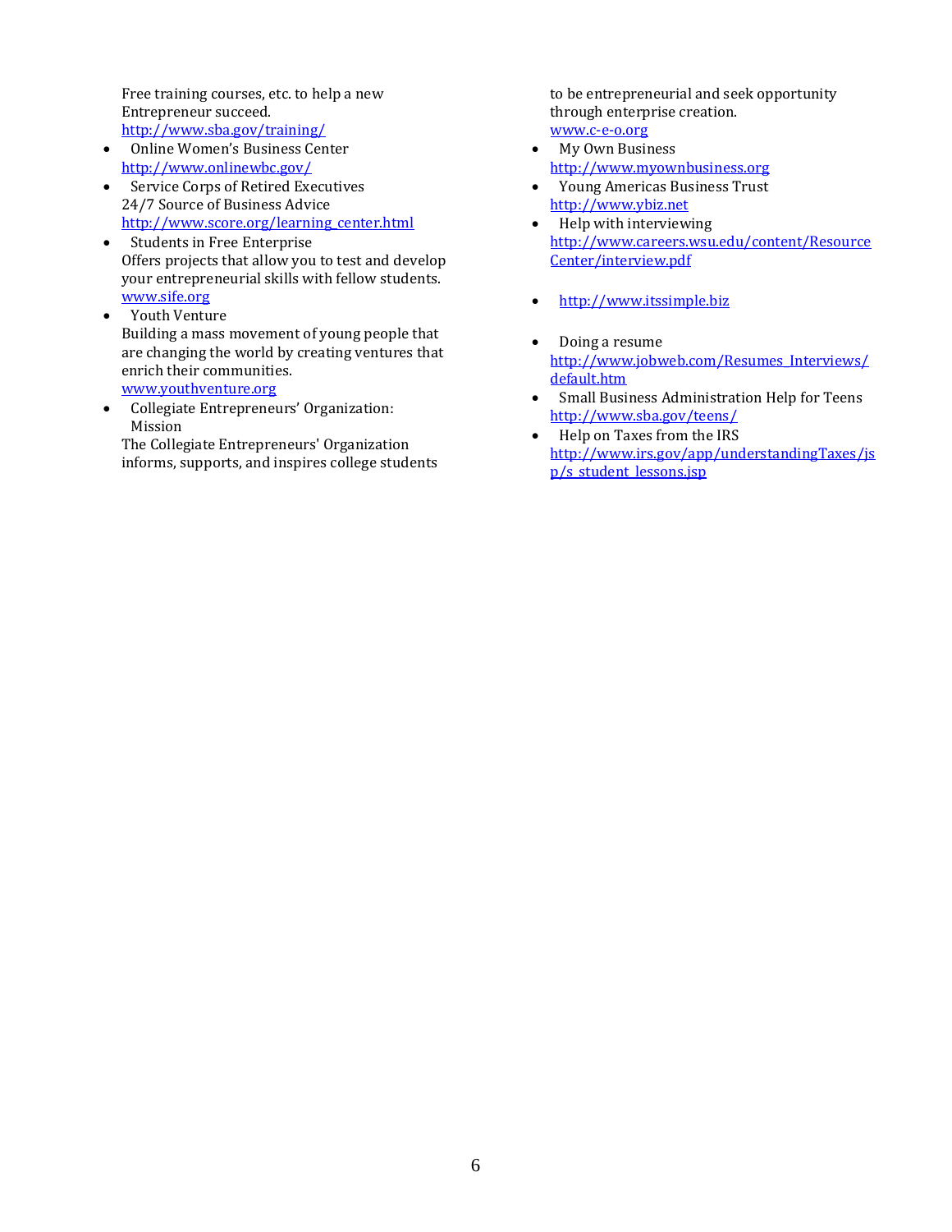Free training courses, etc. to help a new Entrepreneur succeed.
http://www.sba.gov/training/

- Online Women's Business Center
http://www.onlinewbc.gov/
- Service Corps of Retired Executives
24/7 Source of Business Advice
http://www.score.org/learning_center.html
- Students in Free Enterprise
Offers projects that allow you to test and develop your entrepreneurial skills with fellow students.
www.sife.org
- Youth Venture
Building a mass movement of young people that are changing the world by creating ventures that enrich their communities.
www.youthventure.org
- Collegiate Entrepreneurs' Organization: Mission
The Collegiate Entrepreneurs' Organization informs, supports, and inspires college students to be entrepreneurial and seek opportunity through enterprise creation.
www.c-e-o.org
- My Own Business
http://www.myownbusiness.org
- Young Americas Business Trust
http://www.ybiz.net
- Help with interviewing
http://www.careers.wsu.edu/content/ResourceCenter/interview.pdf

- http://www.itssimple.biz

- Doing a resume
http://www.jobweb.com/Resumes_Interviews/default.htm
- Small Business Administration Help for Teens
http://www.sba.gov/teens/
- Help on Taxes from the IRS
http://www.irs.gov/app/understandingTaxes/jsp/s_student_lessons.jsp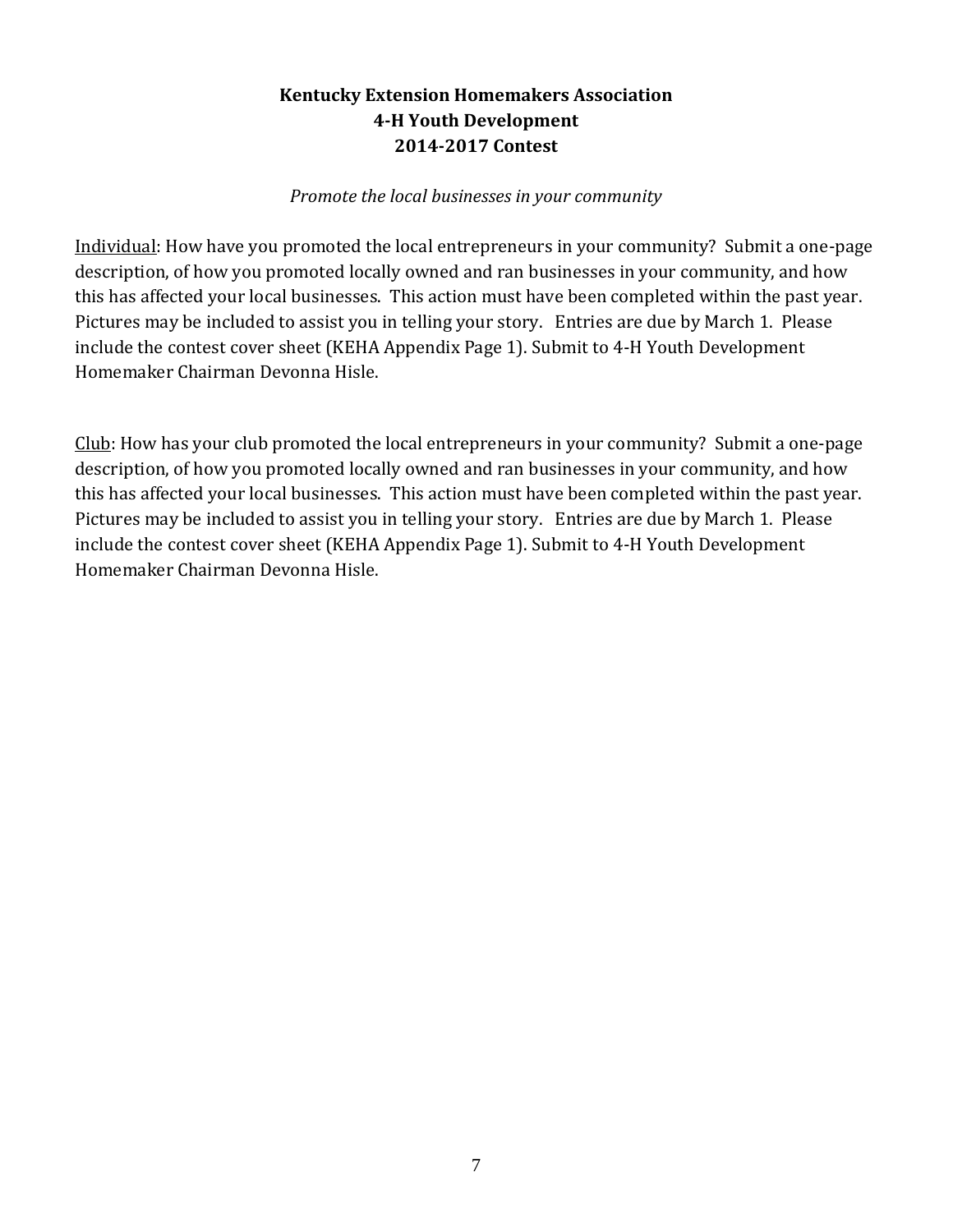**Kentucky Extension Homemakers Association**
**4-H Youth Development**
**2014-2017 Contest**

*Promote the local businesses in your community*

Individual: How have you promoted the local entrepreneurs in your community? Submit a one-page description, of how you promoted locally owned and ran businesses in your community, and how this has affected your local businesses. This action must have been completed within the past year. Pictures may be included to assist you in telling your story. Entries are due by March 1. Please include the contest cover sheet (KEHA Appendix Page 1). Submit to 4-H Youth Development Homemaker Chairman Devonna Hisle.

Club: How has your club promoted the local entrepreneurs in your community? Submit a one-page description, of how you promoted locally owned and ran businesses in your community, and how this has affected your local businesses. This action must have been completed within the past year. Pictures may be included to assist you in telling your story. Entries are due by March 1. Please include the contest cover sheet (KEHA Appendix Page 1). Submit to 4-H Youth Development Homemaker Chairman Devonna Hisle.